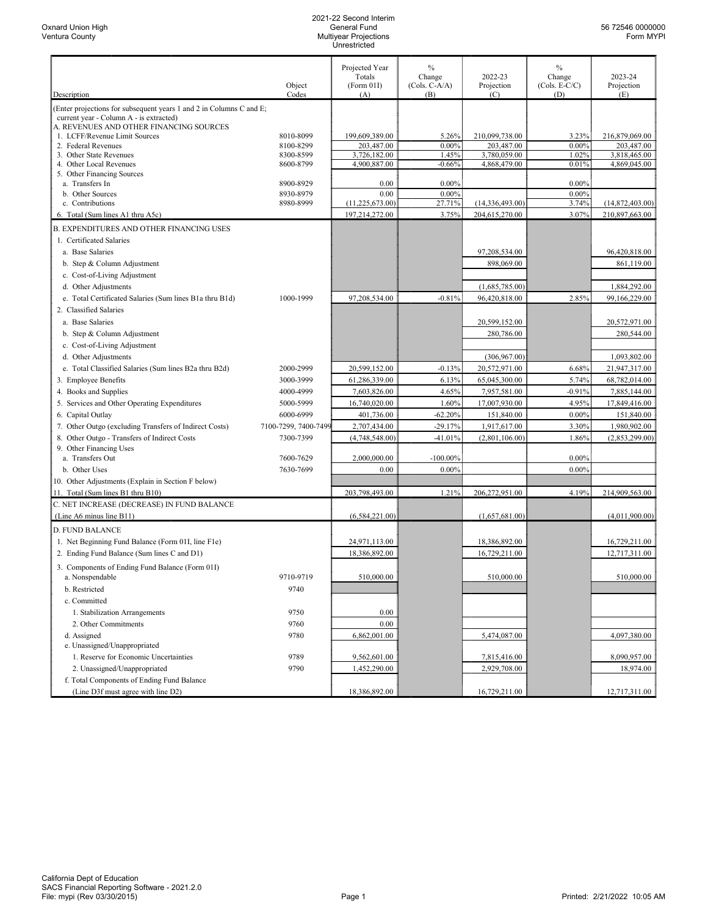Oxnard Union High
Ventura County

2021-22 Second Interim
General Fund
Multiyear Projections
Unrestricted

56 72546 0000000
Form MYPI

| Description | Object Codes | Projected Year Totals (Form 01I) (A) | % Change (Cols. C-A/A) (B) | 2022-23 Projection (C) | % Change (Cols. E-C/C) (D) | 2023-24 Projection (E) |
|---|---|---|---|---|---|---|
| (Enter projections for subsequent years 1 and 2 in Columns C and E; current year - Column A - is extracted) | | | | | | |
| A. REVENUES AND OTHER FINANCING SOURCES | | | | | | |
| 1. LCFF/Revenue Limit Sources | 8010-8099 | 199,609,389.00 | 5.26% | 210,099,738.00 | 3.23% | 216,879,069.00 |
| 2. Federal Revenues | 8100-8299 | 203,487.00 | 0.00% | 203,487.00 | 0.00% | 203,487.00 |
| 3. Other State Revenues | 8300-8599 | 3,726,182.00 | 1.45% | 3,780,059.00 | 1.02% | 3,818,465.00 |
| 4. Other Local Revenues | 8600-8799 | 4,900,887.00 | -0.66% | 4,868,479.00 | 0.01% | 4,869,045.00 |
| 5. Other Financing Sources | | | | | | |
| a. Transfers In | 8900-8929 | 0.00 | 0.00% | | 0.00% | |
| b. Other Sources | 8930-8979 | 0.00 | 0.00% | | 0.00% | |
| c. Contributions | 8980-8999 | (11,225,673.00) | 27.71% | (14,336,493.00) | 3.74% | (14,872,403.00) |
| 6. Total (Sum lines A1 thru A5c) | | 197,214,272.00 | 3.75% | 204,615,270.00 | 3.07% | 210,897,663.00 |
| B. EXPENDITURES AND OTHER FINANCING USES | | | | | | |
| 1. Certificated Salaries | | | | | | |
| a. Base Salaries | | | | 97,208,534.00 | | 96,420,818.00 |
| b. Step & Column Adjustment | | | | 898,069.00 | | 861,119.00 |
| c. Cost-of-Living Adjustment | | | | | | |
| d. Other Adjustments | | | | (1,685,785.00) | | 1,884,292.00 |
| e. Total Certificated Salaries (Sum lines B1a thru B1d) | 1000-1999 | 97,208,534.00 | -0.81% | 96,420,818.00 | 2.85% | 99,166,229.00 |
| 2. Classified Salaries | | | | | | |
| a. Base Salaries | | | | 20,599,152.00 | | 20,572,971.00 |
| b. Step & Column Adjustment | | | | 280,786.00 | | 280,544.00 |
| c. Cost-of-Living Adjustment | | | | | | |
| d. Other Adjustments | | | | (306,967.00) | | 1,093,802.00 |
| e. Total Classified Salaries (Sum lines B2a thru B2d) | 2000-2999 | 20,599,152.00 | -0.13% | 20,572,971.00 | 6.68% | 21,947,317.00 |
| 3. Employee Benefits | 3000-3999 | 61,286,339.00 | 6.13% | 65,045,300.00 | 5.74% | 68,782,014.00 |
| 4. Books and Supplies | 4000-4999 | 7,603,826.00 | 4.65% | 7,957,581.00 | -0.91% | 7,885,144.00 |
| 5. Services and Other Operating Expenditures | 5000-5999 | 16,740,020.00 | 1.60% | 17,007,930.00 | 4.95% | 17,849,416.00 |
| 6. Capital Outlay | 6000-6999 | 401,736.00 | -62.20% | 151,840.00 | 0.00% | 151,840.00 |
| 7. Other Outgo (excluding Transfers of Indirect Costs) | 7100-7299, 7400-7499 | 2,707,434.00 | -29.17% | 1,917,617.00 | 3.30% | 1,980,902.00 |
| 8. Other Outgo - Transfers of Indirect Costs | 7300-7399 | (4,748,548.00) | -41.01% | (2,801,106.00) | 1.86% | (2,853,299.00) |
| 9. Other Financing Uses | | | | | | |
| a. Transfers Out | 7600-7629 | 2,000,000.00 | -100.00% | | 0.00% | |
| b. Other Uses | 7630-7699 | 0.00 | 0.00% | | 0.00% | |
| 10. Other Adjustments (Explain in Section F below) | | | | | | |
| 11. Total (Sum lines B1 thru B10) | | 203,798,493.00 | 1.21% | 206,272,951.00 | 4.19% | 214,909,563.00 |
| C. NET INCREASE (DECREASE) IN FUND BALANCE (Line A6 minus line B11) | | (6,584,221.00) | | (1,657,681.00) | | (4,011,900.00) |
| D. FUND BALANCE | | | | | | |
| 1. Net Beginning Fund Balance (Form 01I, line F1e) | | 24,971,113.00 | | 18,386,892.00 | | 16,729,211.00 |
| 2. Ending Fund Balance (Sum lines C and D1) | | 18,386,892.00 | | 16,729,211.00 | | 12,717,311.00 |
| 3. Components of Ending Fund Balance (Form 01I) | | | | | | |
| a. Nonspendable | 9710-9719 | 510,000.00 | | 510,000.00 | | 510,000.00 |
| b. Restricted | 9740 | | | | | |
| c. Committed | | | | | | |
| 1. Stabilization Arrangements | 9750 | 0.00 | | | | |
| 2. Other Commitments | 9760 | 0.00 | | | | |
| d. Assigned | 9780 | 6,862,001.00 | | 5,474,087.00 | | 4,097,380.00 |
| e. Unassigned/Unappropriated | | | | | | |
| 1. Reserve for Economic Uncertainties | 9789 | 9,562,601.00 | | 7,815,416.00 | | 8,090,957.00 |
| 2. Unassigned/Unappropriated | 9790 | 1,452,290.00 | | 2,929,708.00 | | 18,974.00 |
| f. Total Components of Ending Fund Balance (Line D3f must agree with line D2) | | 18,386,892.00 | | 16,729,211.00 | | 12,717,311.00 |

California Dept of Education
SACS Financial Reporting Software - 2021.2.0
File: mypi (Rev 03/30/2015)

Printed: 2/21/2022 10:05 AM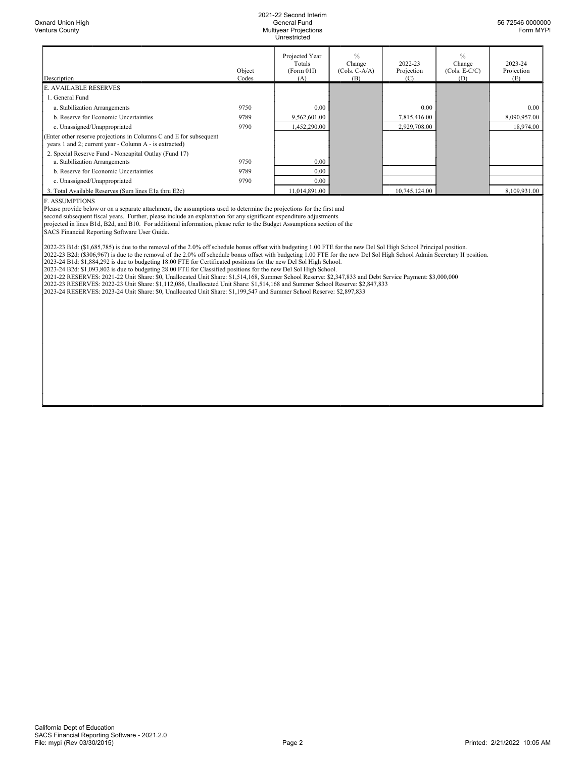| Description | Object Codes | Projected Year Totals (Form 01I) (A) | % Change (Cols. C-A/A) (B) | 2022-23 Projection (C) | % Change (Cols. E-C/C) (D) | 2023-24 Projection (E) |
|---|---|---|---|---|---|---|
| E. AVAILABLE RESERVES | | | | | | |
| 1. General Fund | | | | | | |
| a. Stabilization Arrangements | 9750 | 0.00 | | 0.00 | | 0.00 |
| b. Reserve for Economic Uncertainties | 9789 | 9,562,601.00 | | 7,815,416.00 | | 8,090,957.00 |
| c. Unassigned/Unappropriated | 9790 | 1,452,290.00 | | 2,929,708.00 | | 18,974.00 |
| (Enter other reserve projections in Columns C and E for subsequent years 1 and 2; current year - Column A - is extracted) | | | | | | |
| 2. Special Reserve Fund - Noncapital Outlay (Fund 17) | | | | | | |
| a. Stabilization Arrangements | 9750 | 0.00 | | | | |
| b. Reserve for Economic Uncertainties | 9789 | 0.00 | | | | |
| c. Unassigned/Unappropriated | 9790 | 0.00 | | | | |
| 3. Total Available Reserves (Sum lines E1a thru E2c) | | 11,014,891.00 | | 10,745,124.00 | | 8,109,931.00 |

F. ASSUMPTIONS

Please provide below or on a separate attachment, the assumptions used to determine the projections for the first and second subsequent fiscal years. Further, please include an explanation for any significant expenditure adjustments projected in lines B1d, B2d, and B10. For additional information, please refer to the Budget Assumptions section of the SACS Financial Reporting Software User Guide.

2022-23 B1d: ($1,685,785) is due to the removal of the 2.0% off schedule bonus offset with budgeting 1.00 FTE for the new Del Sol High School Principal position.
2022-23 B2d: ($306,967) is due to the removal of the 2.0% off schedule bonus offset with budgeting 1.00 FTE for the new Del Sol High School Admin Secretary II position.
2023-24 B1d: $1,884,292 is due to budgeting 18.00 FTE for Certificated positions for the new Del Sol High School.
2023-24 B2d: $1,093,802 is due to budgeting 28.00 FTE for Classified positions for the new Del Sol High School.
2021-22 RESERVES: 2021-22 Unit Share: $0, Unallocated Unit Share: $1,514,168, Summer School Reserve: $2,347,833 and Debt Service Payment: $3,000,000
2022-23 RESERVES: 2022-23 Unit Share: $1,112,086, Unallocated Unit Share: $1,514,168 and Summer School Reserve: $2,847,833
2023-24 RESERVES: 2023-24 Unit Share: $0, Unallocated Unit Share: $1,199,547 and Summer School Reserve: $2,897,833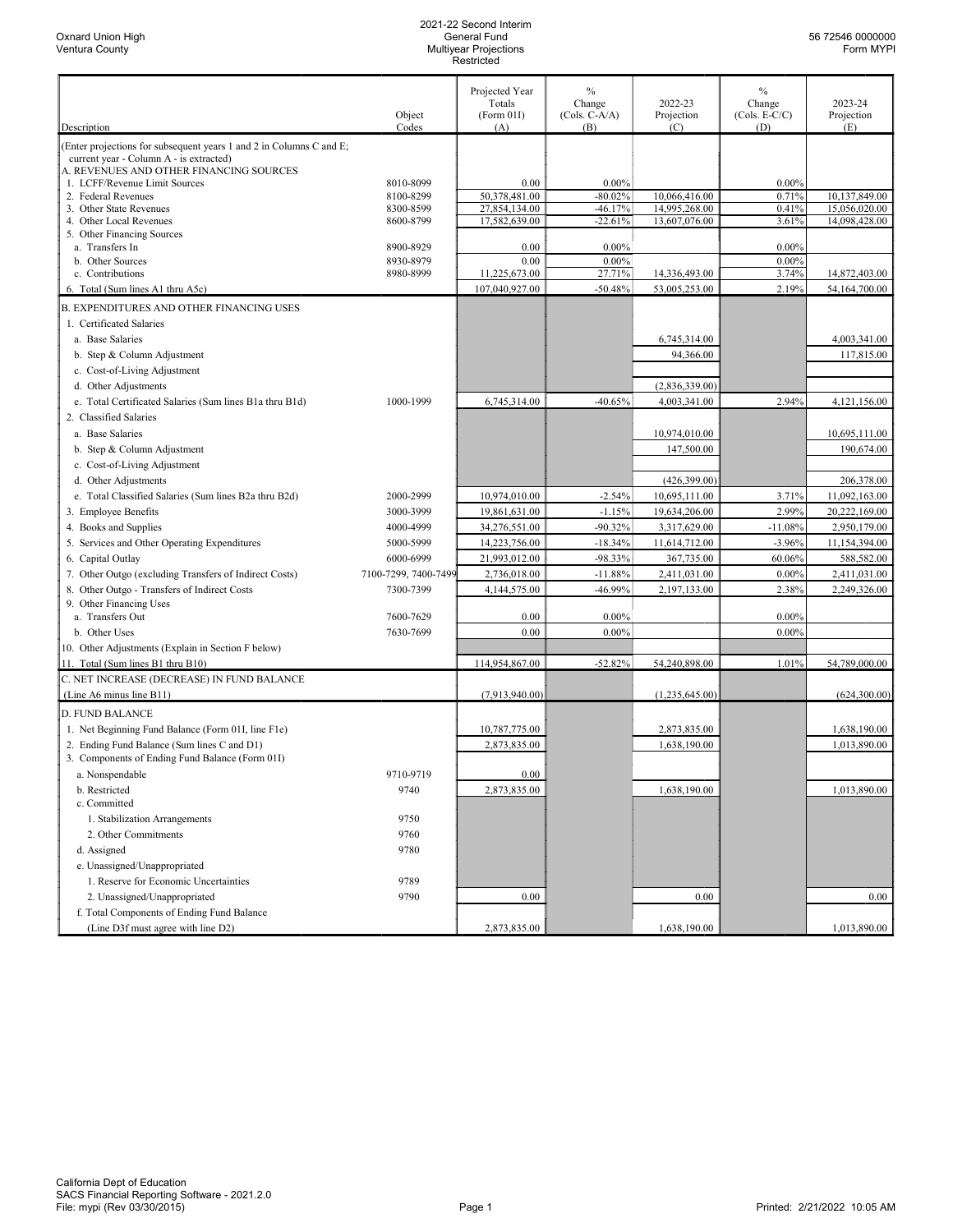Oxnard Union High
Ventura County

2021-22 Second Interim
General Fund
Multiyear Projections
Restricted

56 72546 0000000
Form MYPI

| Description | Object Codes | Projected Year Totals (Form 01I) (A) | % Change (Cols. C-A/A) (B) | 2022-23 Projection (C) | % Change (Cols. E-C/C) (D) | 2023-24 Projection (E) |
|---|---|---|---|---|---|---|
| (Enter projections for subsequent years 1 and 2 in Columns C and E; current year - Column A - is extracted) | | | | | | |
| A. REVENUES AND OTHER FINANCING SOURCES | | | | | | |
| 1. LCFF/Revenue Limit Sources | 8010-8099 | 0.00 | 0.00% | | 0.00% | |
| 2. Federal Revenues | 8100-8299 | 50,378,481.00 | -80.02% | 10,066,416.00 | 0.71% | 10,137,849.00 |
| 3. Other State Revenues | 8300-8599 | 27,854,134.00 | -46.17% | 14,995,268.00 | 0.41% | 15,056,020.00 |
| 4. Other Local Revenues | 8600-8799 | 17,582,639.00 | -22.61% | 13,607,076.00 | 3.61% | 14,098,428.00 |
| 5. Other Financing Sources | | | | | | |
| a. Transfers In | 8900-8929 | 0.00 | 0.00% | | 0.00% | |
| b. Other Sources | 8930-8979 | 0.00 | 0.00% | | 0.00% | |
| c. Contributions | 8980-8999 | 11,225,673.00 | 27.71% | 14,336,493.00 | 3.74% | 14,872,403.00 |
| 6. Total (Sum lines A1 thru A5c) | | 107,040,927.00 | -50.48% | 53,005,253.00 | 2.19% | 54,164,700.00 |
| B. EXPENDITURES AND OTHER FINANCING USES | | | | | | |
| 1. Certificated Salaries | | | | | | |
| a. Base Salaries | | | | 6,745,314.00 | | 4,003,341.00 |
| b. Step & Column Adjustment | | | | 94,366.00 | | 117,815.00 |
| c. Cost-of-Living Adjustment | | | | | | |
| d. Other Adjustments | | | | (2,836,339.00) | | |
| e. Total Certificated Salaries (Sum lines B1a thru B1d) | 1000-1999 | 6,745,314.00 | -40.65% | 4,003,341.00 | 2.94% | 4,121,156.00 |
| 2. Classified Salaries | | | | | | |
| a. Base Salaries | | | | 10,974,010.00 | | 10,695,111.00 |
| b. Step & Column Adjustment | | | | 147,500.00 | | 190,674.00 |
| c. Cost-of-Living Adjustment | | | | | | |
| d. Other Adjustments | | | | (426,399.00) | | 206,378.00 |
| e. Total Classified Salaries (Sum lines B2a thru B2d) | 2000-2999 | 10,974,010.00 | -2.54% | 10,695,111.00 | 3.71% | 11,092,163.00 |
| 3. Employee Benefits | 3000-3999 | 19,861,631.00 | -1.15% | 19,634,206.00 | 2.99% | 20,222,169.00 |
| 4. Books and Supplies | 4000-4999 | 34,276,551.00 | -90.32% | 3,317,629.00 | -11.08% | 2,950,179.00 |
| 5. Services and Other Operating Expenditures | 5000-5999 | 14,223,756.00 | -18.34% | 11,614,712.00 | -3.96% | 11,154,394.00 |
| 6. Capital Outlay | 6000-6999 | 21,993,012.00 | -98.33% | 367,735.00 | 60.06% | 588,582.00 |
| 7. Other Outgo (excluding Transfers of Indirect Costs) | 7100-7299, 7400-7499 | 2,736,018.00 | -11.88% | 2,411,031.00 | 0.00% | 2,411,031.00 |
| 8. Other Outgo - Transfers of Indirect Costs | 7300-7399 | 4,144,575.00 | -46.99% | 2,197,133.00 | 2.38% | 2,249,326.00 |
| 9. Other Financing Uses | | | | | | |
| a. Transfers Out | 7600-7629 | 0.00 | 0.00% | | 0.00% | |
| b. Other Uses | 7630-7699 | 0.00 | 0.00% | | 0.00% | |
| 10. Other Adjustments (Explain in Section F below) | | | | | | |
| 11. Total (Sum lines B1 thru B10) | | 114,954,867.00 | -52.82% | 54,240,898.00 | 1.01% | 54,789,000.00 |
| C. NET INCREASE (DECREASE) IN FUND BALANCE (Line A6 minus line B11) | | (7,913,940.00) | | (1,235,645.00) | | (624,300.00) |
| D. FUND BALANCE | | | | | | |
| 1. Net Beginning Fund Balance (Form 01I, line F1e) | | 10,787,775.00 | | 2,873,835.00 | | 1,638,190.00 |
| 2. Ending Fund Balance (Sum lines C and D1) | | 2,873,835.00 | | 1,638,190.00 | | 1,013,890.00 |
| 3. Components of Ending Fund Balance (Form 01I) | | | | | | |
| a. Nonspendable | 9710-9719 | 0.00 | | | | |
| b. Restricted | 9740 | 2,873,835.00 | | 1,638,190.00 | | 1,013,890.00 |
| c. Committed | | | | | | |
| 1. Stabilization Arrangements | 9750 | | | | | |
| 2. Other Commitments | 9760 | | | | | |
| d. Assigned | 9780 | | | | | |
| e. Unassigned/Unappropriated | | | | | | |
| 1. Reserve for Economic Uncertainties | 9789 | | | | | |
| 2. Unassigned/Unappropriated | 9790 | 0.00 | | 0.00 | | 0.00 |
| f. Total Components of Ending Fund Balance (Line D3f must agree with line D2) | | 2,873,835.00 | | 1,638,190.00 | | 1,013,890.00 |

California Dept of Education
SACS Financial Reporting Software - 2021.2.0
File: mypi (Rev 03/30/2015)

Printed: 2/21/2022 10:05 AM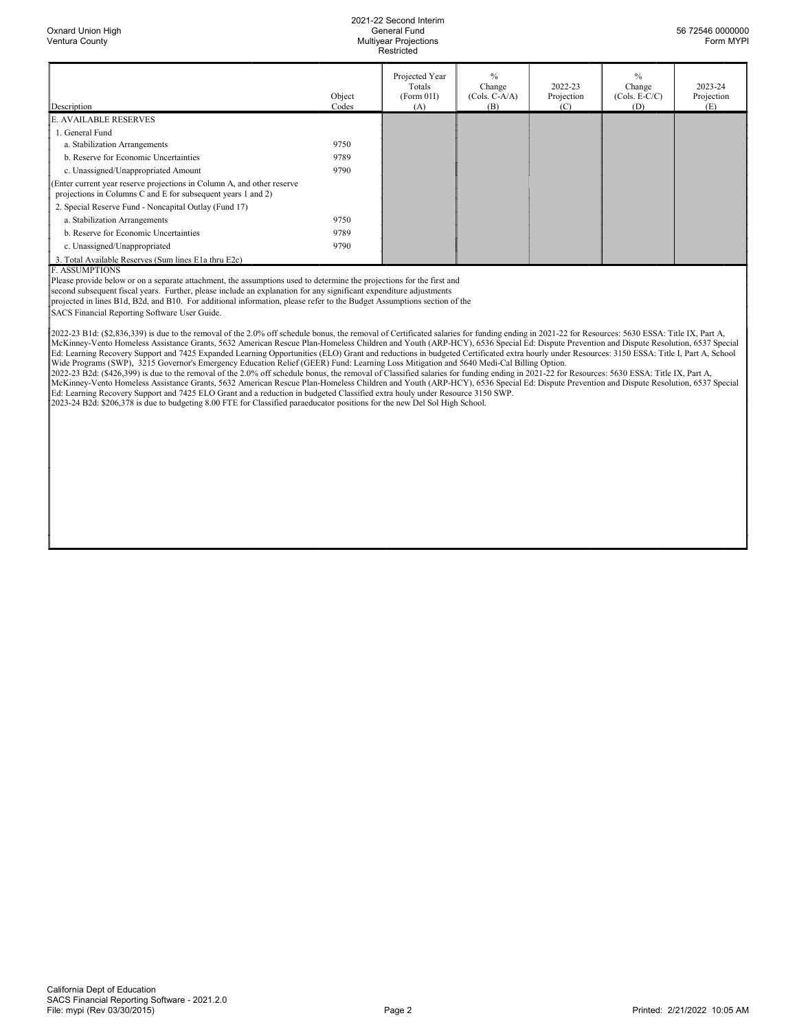Oxnard Union High
Ventura County

2021-22 Second Interim
General Fund
Multiyear Projections
Restricted

56 72546 0000000
Form MYPI

| Description | Object Codes | Projected Year Totals (Form 01I) (A) | % Change (Cols. C-A/A) (B) | 2022-23 Projection (C) | % Change (Cols. E-C/C) (D) | 2023-24 Projection (E) |
|---|---|---|---|---|---|---|
| E. AVAILABLE RESERVES | | | | | | |
| 1. General Fund | | | | | | |
| a. Stabilization Arrangements | 9750 | | | | | |
| b. Reserve for Economic Uncertainties | 9789 | | | | | |
| c. Unassigned/Unappropriated Amount | 9790 | | | | | |
| (Enter current year reserve projections in Column A, and other reserve projections in Columns C and E for subsequent years 1 and 2) | | | | | | |
| 2. Special Reserve Fund - Noncapital Outlay (Fund 17) | | | | | | |
| a. Stabilization Arrangements | 9750 | | | | | |
| b. Reserve for Economic Uncertainties | 9789 | | | | | |
| c. Unassigned/Unappropriated | 9790 | | | | | |
| 3. Total Available Reserves (Sum lines E1a thru E2c) | | | | | | |

F. ASSUMPTIONS

Please provide below or on a separate attachment, the assumptions used to determine the projections for the first and second subsequent fiscal years. Further, please include an explanation for any significant expenditure adjustments projected in lines B1d, B2d, and B10. For additional information, please refer to the Budget Assumptions section of the SACS Financial Reporting Software User Guide.

2022-23 B1d: ($2,836,339) is due to the removal of the 2.0% off schedule bonus, the removal of Certificated salaries for funding ending in 2021-22 for Resources: 5630 ESSA: Title IX, Part A, McKinney-Vento Homeless Assistance Grants, 5632 American Rescue Plan-Homeless Children and Youth (ARP-HCY), 6536 Special Ed: Dispute Prevention and Dispute Resolution, 6537 Special Ed: Learning Recovery Support and 7425 Expanded Learning Opportunities (ELO) Grant and reductions in budgeted Certificated extra hourly under Resources: 3150 ESSA: Title I, Part A, School Wide Programs (SWP), 3215 Governor's Emergency Education Relief (GEER) Fund: Learning Loss Mitigation and 5640 Medi-Cal Billing Option.
2022-23 B2d: ($426,399) is due to the removal of the 2.0% off schedule bonus, the removal of Classified salaries for funding ending in 2021-22 for Resources: 5630 ESSA: Title IX, Part A, McKinney-Vento Homeless Assistance Grants, 5632 American Rescue Plan-Homeless Children and Youth (ARP-HCY), 6536 Special Ed: Dispute Prevention and Dispute Resolution, 6537 Special Ed: Learning Recovery Support and 7425 ELO Grant and a reduction in budgeted Classified extra houly under Resource 3150 SWP.
2023-24 B2d: $206,378 is due to budgeting 8.00 FTE for Classified paraeducator positions for the new Del Sol High School.

California Dept of Education
SACS Financial Reporting Software - 2021.2.0
File: mypi (Rev 03/30/2015)

Printed: 2/21/2022 10:05 AM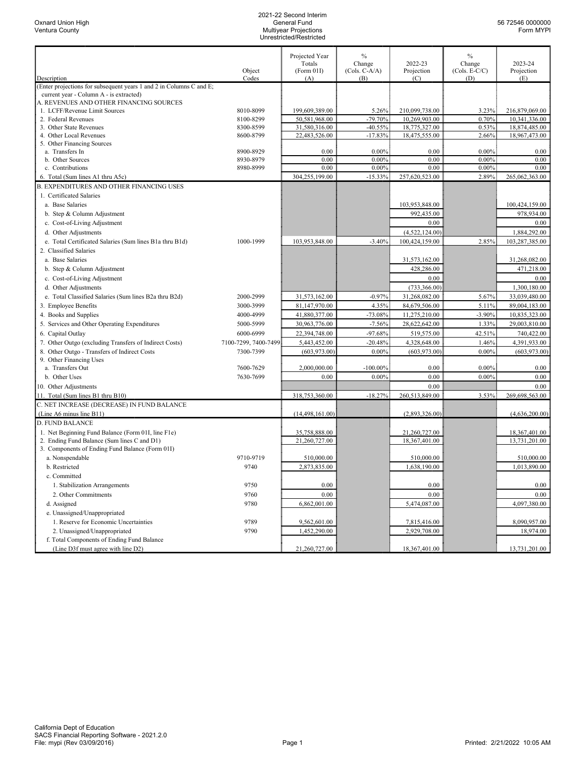Oxnard Union High
Ventura County

2021-22 Second Interim
General Fund
Multiyear Projections
Unrestricted/Restricted

56 72546 0000000
Form MYPI

| Description | Object Codes | Projected Year Totals (Form 01I) (A) | % Change (Cols. C-A/A) (B) | 2022-23 Projection (C) | % Change (Cols. E-C/C) (D) | 2023-24 Projection (E) |
|---|---|---|---|---|---|---|
| (Enter projections for subsequent years 1 and 2 in Columns C and E; current year - Column A - is extracted) | | | | | | |
| A. REVENUES AND OTHER FINANCING SOURCES | | | | | | |
| 1. LCFF/Revenue Limit Sources | 8010-8099 | 199,609,389.00 | 5.26% | 210,099,738.00 | 3.23% | 216,879,069.00 |
| 2. Federal Revenues | 8100-8299 | 50,581,968.00 | -79.70% | 10,269,903.00 | 0.70% | 10,341,336.00 |
| 3. Other State Revenues | 8300-8599 | 31,580,316.00 | -40.55% | 18,775,327.00 | 0.53% | 18,874,485.00 |
| 4. Other Local Revenues | 8600-8799 | 22,483,526.00 | -17.83% | 18,475,555.00 | 2.66% | 18,967,473.00 |
| 5. Other Financing Sources | | | | | | |
| a. Transfers In | 8900-8929 | 0.00 | 0.00% | 0.00 | 0.00% | 0.00 |
| b. Other Sources | 8930-8979 | 0.00 | 0.00% | 0.00 | 0.00% | 0.00 |
| c. Contributions | 8980-8999 | 0.00 | 0.00% | 0.00 | 0.00% | 0.00 |
| 6. Total (Sum lines A1 thru A5c) | | 304,255,199.00 | -15.33% | 257,620,523.00 | 2.89% | 265,062,363.00 |
| B. EXPENDITURES AND OTHER FINANCING USES | | | | | | |
| 1. Certificated Salaries | | | | | | |
| a. Base Salaries | | | | 103,953,848.00 | | 100,424,159.00 |
| b. Step & Column Adjustment | | | | 992,435.00 | | 978,934.00 |
| c. Cost-of-Living Adjustment | | | | 0.00 | | 0.00 |
| d. Other Adjustments | | | | (4,522,124.00) | | 1,884,292.00 |
| e. Total Certificated Salaries (Sum lines B1a thru B1d) | 1000-1999 | 103,953,848.00 | -3.40% | 100,424,159.00 | 2.85% | 103,287,385.00 |
| 2. Classified Salaries | | | | | | |
| a. Base Salaries | | | | 31,573,162.00 | | 31,268,082.00 |
| b. Step & Column Adjustment | | | | 428,286.00 | | 471,218.00 |
| c. Cost-of-Living Adjustment | | | | 0.00 | | 0.00 |
| d. Other Adjustments | | | | (733,366.00) | | 1,300,180.00 |
| e. Total Classified Salaries (Sum lines B2a thru B2d) | 2000-2999 | 31,573,162.00 | -0.97% | 31,268,082.00 | 5.67% | 33,039,480.00 |
| 3. Employee Benefits | 3000-3999 | 81,147,970.00 | 4.35% | 84,679,506.00 | 5.11% | 89,004,183.00 |
| 4. Books and Supplies | 4000-4999 | 41,880,377.00 | -73.08% | 11,275,210.00 | -3.90% | 10,835,323.00 |
| 5. Services and Other Operating Expenditures | 5000-5999 | 30,963,776.00 | -7.56% | 28,622,642.00 | 1.33% | 29,003,810.00 |
| 6. Capital Outlay | 6000-6999 | 22,394,748.00 | -97.68% | 519,575.00 | 42.51% | 740,422.00 |
| 7. Other Outgo (excluding Transfers of Indirect Costs) | 7100-7299, 7400-7499 | 5,443,452.00 | -20.48% | 4,328,648.00 | 1.46% | 4,391,933.00 |
| 8. Other Outgo - Transfers of Indirect Costs | 7300-7399 | (603,973.00) | 0.00% | (603,973.00) | 0.00% | (603,973.00) |
| 9. Other Financing Uses | | | | | | |
| a. Transfers Out | 7600-7629 | 2,000,000.00 | -100.00% | 0.00 | 0.00% | 0.00 |
| b. Other Uses | 7630-7699 | 0.00 | 0.00% | 0.00 | 0.00% | 0.00 |
| 10. Other Adjustments | | | | 0.00 | | 0.00 |
| 11. Total (Sum lines B1 thru B10) | | 318,753,360.00 | -18.27% | 260,513,849.00 | 3.53% | 269,698,563.00 |
| C. NET INCREASE (DECREASE) IN FUND BALANCE (Line A6 minus line B11) | | (14,498,161.00) | | (2,893,326.00) | | (4,636,200.00) |
| D. FUND BALANCE | | | | | | |
| 1. Net Beginning Fund Balance (Form 01I, line F1e) | | 35,758,888.00 | | 21,260,727.00 | | 18,367,401.00 |
| 2. Ending Fund Balance (Sum lines C and D1) | | 21,260,727.00 | | 18,367,401.00 | | 13,731,201.00 |
| 3. Components of Ending Fund Balance (Form 01I) | | | | | | |
| a. Nonspendable | 9710-9719 | 510,000.00 | | 510,000.00 | | 510,000.00 |
| b. Restricted | 9740 | 2,873,835.00 | | 1,638,190.00 | | 1,013,890.00 |
| c. Committed | | | | | | |
| 1. Stabilization Arrangements | 9750 | 0.00 | | 0.00 | | 0.00 |
| 2. Other Commitments | 9760 | 0.00 | | 0.00 | | 0.00 |
| d. Assigned | 9780 | 6,862,001.00 | | 5,474,087.00 | | 4,097,380.00 |
| e. Unassigned/Unappropriated | | | | | | |
| 1. Reserve for Economic Uncertainties | 9789 | 9,562,601.00 | | 7,815,416.00 | | 8,090,957.00 |
| 2. Unassigned/Unappropriated | 9790 | 1,452,290.00 | | 2,929,708.00 | | 18,974.00 |
| f. Total Components of Ending Fund Balance (Line D3f must agree with line D2) | | 21,260,727.00 | | 18,367,401.00 | | 13,731,201.00 |

California Dept of Education
SACS Financial Reporting Software - 2021.2.0
File: mypi (Rev 03/09/2016)

Printed: 2/21/2022 10:05 AM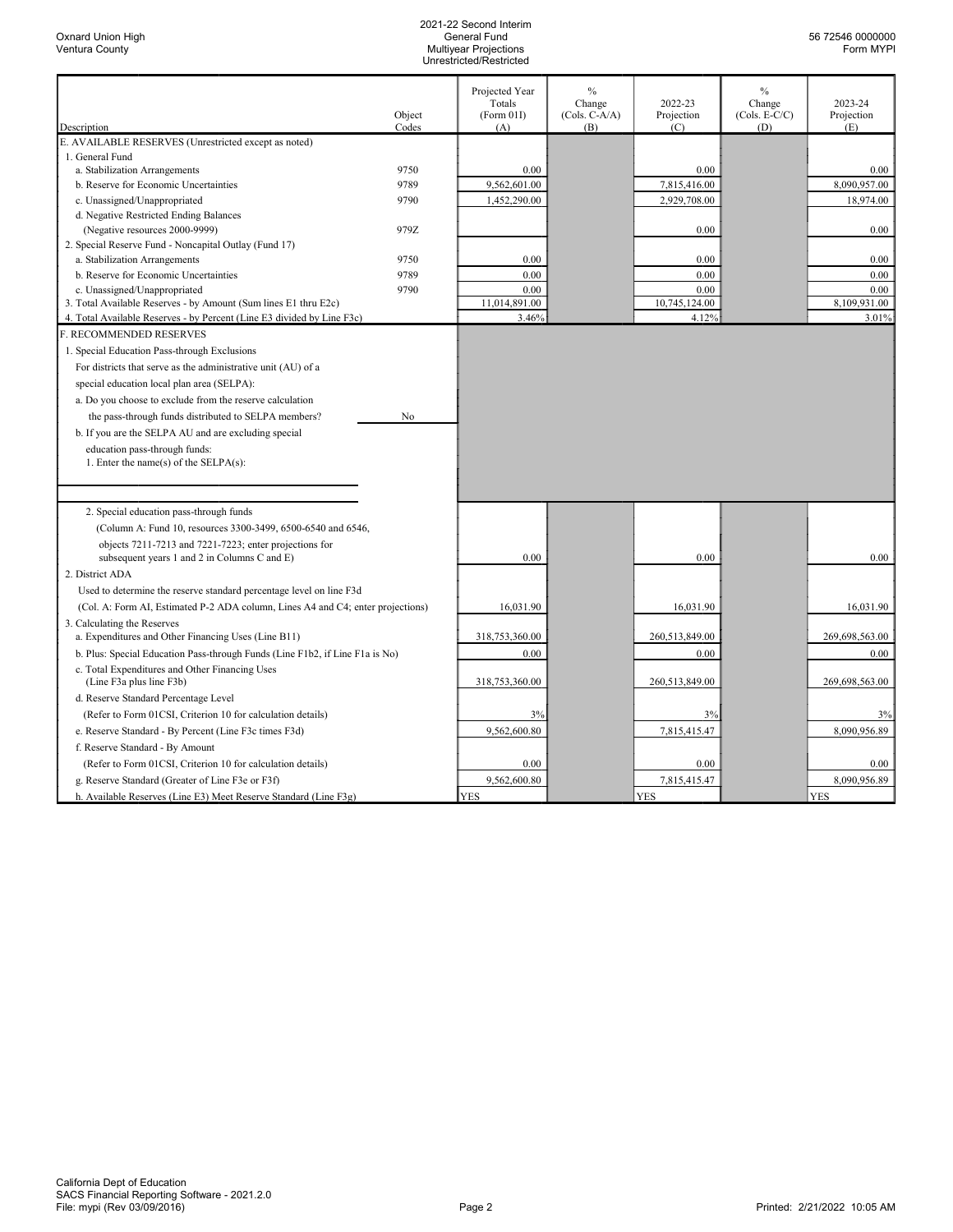Oxnard Union High
Ventura County

2021-22 Second Interim
General Fund
Multiyear Projections
Unrestricted/Restricted

56 72546 0000000
Form MYPI

| Description | Object Codes | Projected Year Totals (Form 01I) (A) | % Change (Cols. C-A/A) (B) | 2022-23 Projection (C) | % Change (Cols. E-C/C) (D) | 2023-24 Projection (E) |
|---|---|---|---|---|---|---|
| E. AVAILABLE RESERVES (Unrestricted except as noted) | | | | | | |
| 1. General Fund | | | | | | |
| a. Stabilization Arrangements | 9750 | 0.00 | | 0.00 | | 0.00 |
| b. Reserve for Economic Uncertainties | 9789 | 9,562,601.00 | | 7,815,416.00 | | 8,090,957.00 |
| c. Unassigned/Unappropriated | 9790 | 1,452,290.00 | | 2,929,708.00 | | 18,974.00 |
| d. Negative Restricted Ending Balances (Negative resources 2000-9999) | 979Z | | | 0.00 | | 0.00 |
| 2. Special Reserve Fund - Noncapital Outlay (Fund 17) | | | | | | |
| a. Stabilization Arrangements | 9750 | 0.00 | | 0.00 | | 0.00 |
| b. Reserve for Economic Uncertainties | 9789 | 0.00 | | 0.00 | | 0.00 |
| c. Unassigned/Unappropriated | 9790 | 0.00 | | 0.00 | | 0.00 |
| 3. Total Available Reserves - by Amount (Sum lines E1 thru E2c) | | 11,014,891.00 | | 10,745,124.00 | | 8,109,931.00 |
| 4. Total Available Reserves - by Percent (Line E3 divided by Line F3c) | | 3.46% | | 4.12% | | 3.01% |
| F. RECOMMENDED RESERVES | | | | | | |
| 1. Special Education Pass-through Exclusions | | | | | | |
| For districts that serve as the administrative unit (AU) of a special education local plan area (SELPA): | | | | | | |
| a. Do you choose to exclude from the reserve calculation the pass-through funds distributed to SELPA members? | No | | | | | |
| b. If you are the SELPA AU and are excluding special education pass-through funds: 1. Enter the name(s) of the SELPA(s): | | | | | | |
| 2. Special education pass-through funds (Column A: Fund 10, resources 3300-3499, 6500-6540 and 6546, objects 7211-7213 and 7221-7223; enter projections for subsequent years 1 and 2 in Columns C and E) | | 0.00 | | 0.00 | | 0.00 |
| 2. District ADA | | | | | | |
| Used to determine the reserve standard percentage level on line F3d (Col. A: Form AI, Estimated P-2 ADA column, Lines A4 and C4; enter projections) | | 16,031.90 | | 16,031.90 | | 16,031.90 |
| 3. Calculating the Reserves | | | | | | |
| a. Expenditures and Other Financing Uses (Line B11) | | 318,753,360.00 | | 260,513,849.00 | | 269,698,563.00 |
| b. Plus: Special Education Pass-through Funds (Line F1b2, if Line F1a is No) | | 0.00 | | 0.00 | | 0.00 |
| c. Total Expenditures and Other Financing Uses (Line F3a plus line F3b) | | 318,753,360.00 | | 260,513,849.00 | | 269,698,563.00 |
| d. Reserve Standard Percentage Level (Refer to Form 01CSI, Criterion 10 for calculation details) | | 3% | | 3% | | 3% |
| e. Reserve Standard - By Percent (Line F3c times F3d) | | 9,562,600.80 | | 7,815,415.47 | | 8,090,956.89 |
| f. Reserve Standard - By Amount (Refer to Form 01CSI, Criterion 10 for calculation details) | | 0.00 | | 0.00 | | 0.00 |
| g. Reserve Standard (Greater of Line F3e or F3f) | | 9,562,600.80 | | 7,815,415.47 | | 8,090,956.89 |
| h. Available Reserves (Line E3) Meet Reserve Standard (Line F3g) | | YES | | YES | | YES |

California Dept of Education
SACS Financial Reporting Software - 2021.2.0
File: mypi (Rev 03/09/2016)

Printed: 2/21/2022 10:05 AM